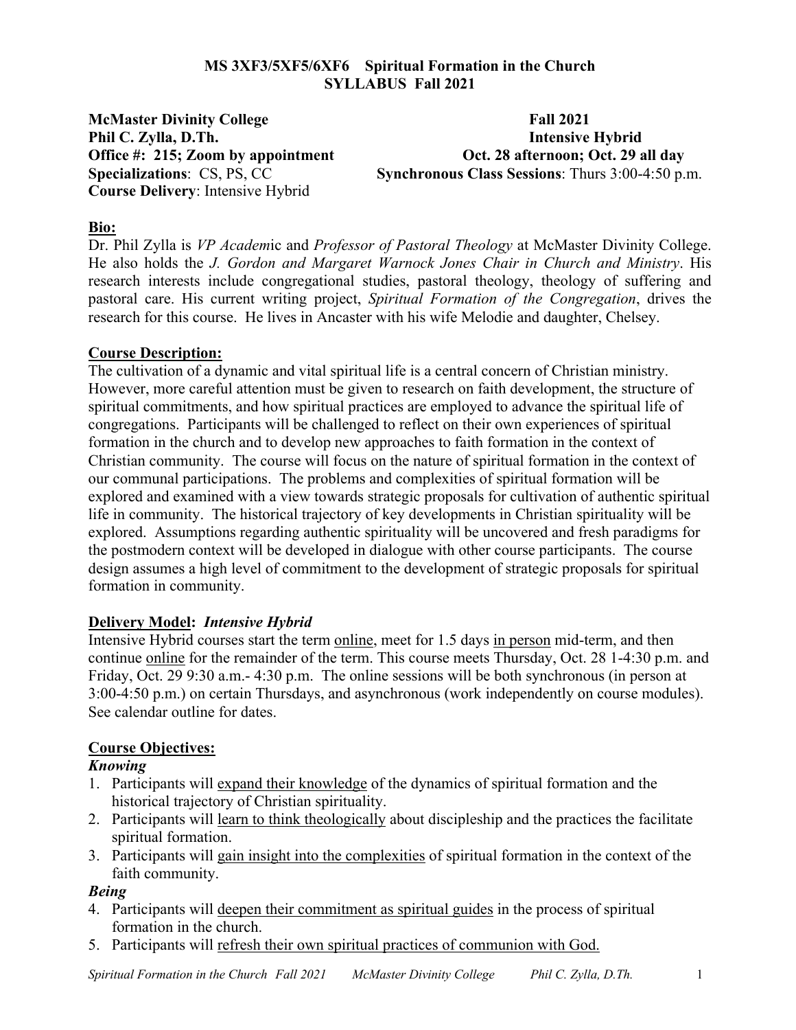**MS 3XF3/5XF5/6XF6 Spiritual Formation in the Church**
**SYLLABUS Fall 2021**

**McMaster Divinity College**
**Phil C. Zylla, D.Th.**
**Office #: 215; Zoom by appointment**
**Specializations**: CS, PS, CC
**Course Delivery**: Intensive Hybrid

**Fall 2021**
**Intensive Hybrid**
**Oct. 28 afternoon; Oct. 29 all day**
**Synchronous Class Sessions**: Thurs 3:00-4:50 p.m.

## Bio:

Dr. Phil Zylla is *VP Academ*ic and *Professor of Pastoral Theology* at McMaster Divinity College. He also holds the *J. Gordon and Margaret Warnock Jones Chair in Church and Ministry*. His research interests include congregational studies, pastoral theology, theology of suffering and pastoral care. His current writing project, *Spiritual Formation of the Congregation*, drives the research for this course. He lives in Ancaster with his wife Melodie and daughter, Chelsey.

## Course Description:

The cultivation of a dynamic and vital spiritual life is a central concern of Christian ministry. However, more careful attention must be given to research on faith development, the structure of spiritual commitments, and how spiritual practices are employed to advance the spiritual life of congregations. Participants will be challenged to reflect on their own experiences of spiritual formation in the church and to develop new approaches to faith formation in the context of Christian community. The course will focus on the nature of spiritual formation in the context of our communal participations. The problems and complexities of spiritual formation will be explored and examined with a view towards strategic proposals for cultivation of authentic spiritual life in community. The historical trajectory of key developments in Christian spirituality will be explored. Assumptions regarding authentic spirituality will be uncovered and fresh paradigms for the postmodern context will be developed in dialogue with other course participants. The course design assumes a high level of commitment to the development of strategic proposals for spiritual formation in community.

## Delivery Model: *Intensive Hybrid*

Intensive Hybrid courses start the term online, meet for 1.5 days in person mid-term, and then continue online for the remainder of the term. This course meets Thursday, Oct. 28 1-4:30 p.m. and Friday, Oct. 29 9:30 a.m.- 4:30 p.m. The online sessions will be both synchronous (in person at 3:00-4:50 p.m.) on certain Thursdays, and asynchronous (work independently on course modules). See calendar outline for dates.

## Course Objectives:

### *Knowing*

1. Participants will expand their knowledge of the dynamics of spiritual formation and the historical trajectory of Christian spirituality.
2. Participants will learn to think theologically about discipleship and the practices the facilitate spiritual formation.
3. Participants will gain insight into the complexities of spiritual formation in the context of the faith community.

### *Being*

4. Participants will deepen their commitment as spiritual guides in the process of spiritual formation in the church.
5. Participants will refresh their own spiritual practices of communion with God.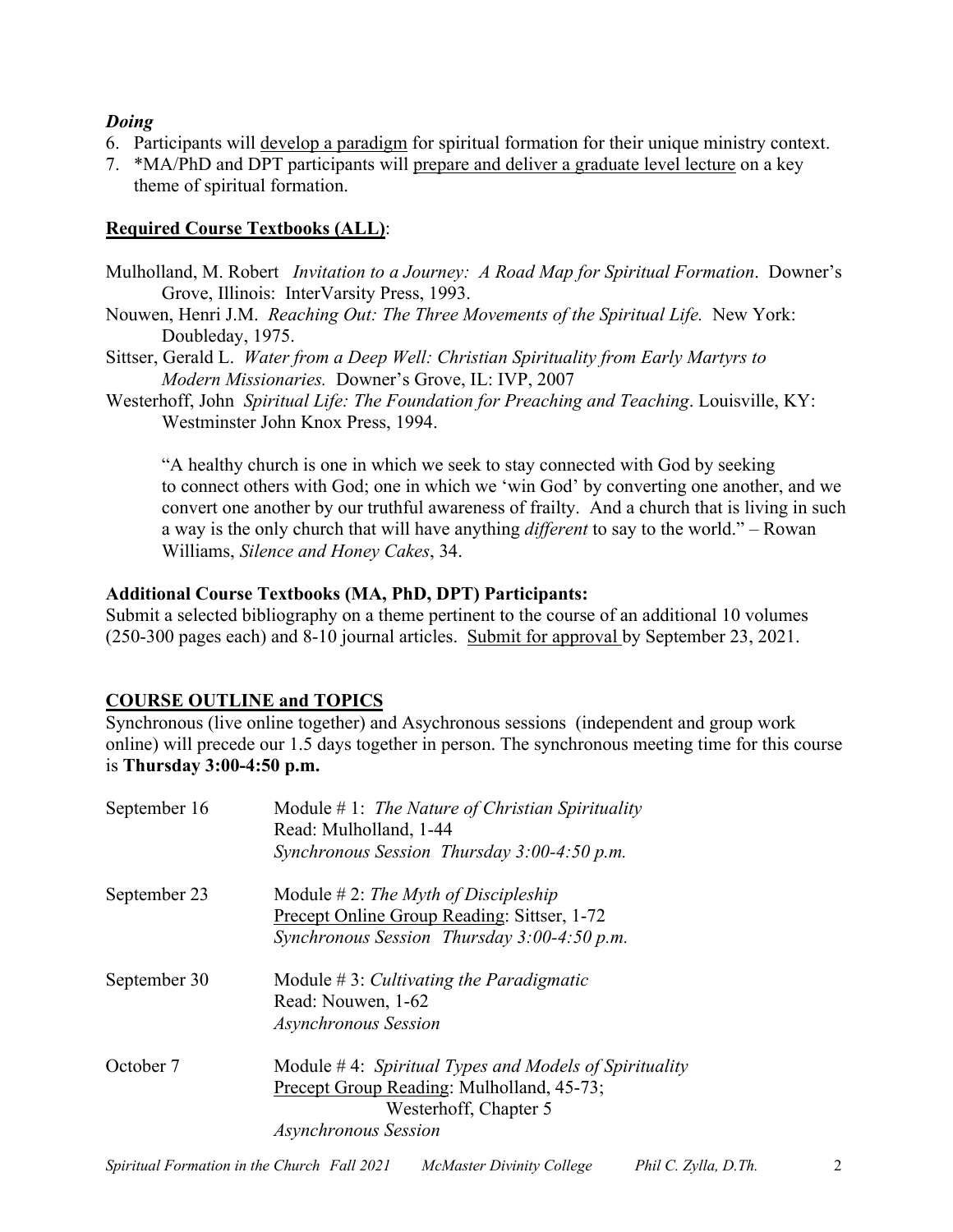***Doing***

6. Participants will <u>develop a paradigm</u> for spiritual formation for their unique ministry context.
7. *MA/PhD and DPT participants will <u>prepare and deliver a graduate level lecture</u> on a key theme of spiritual formation.

**<u>Required Course Textbooks (ALL)</u>**:

Mulholland, M. Robert *Invitation to a Journey: A Road Map for Spiritual Formation*. Downer's Grove, Illinois: InterVarsity Press, 1993.

Nouwen, Henri J.M. *Reaching Out: The Three Movements of the Spiritual Life.* New York: Doubleday, 1975.

Sittser, Gerald L. *Water from a Deep Well: Christian Spirituality from Early Martyrs to Modern Missionaries.* Downer's Grove, IL: IVP, 2007

Westerhoff, John *Spiritual Life: The Foundation for Preaching and Teaching*. Louisville, KY: Westminster John Knox Press, 1994.

> "A healthy church is one in which we seek to stay connected with God by seeking to connect others with God; one in which we 'win God' by converting one another, and we convert one another by our truthful awareness of frailty. And a church that is living in such a way is the only church that will have anything *different* to say to the world." – Rowan Williams, *Silence and Honey Cakes*, 34.

**Additional Course Textbooks (MA, PhD, DPT) Participants:**

Submit a selected bibliography on a theme pertinent to the course of an additional 10 volumes (250-300 pages each) and 8-10 journal articles. <u>Submit for approval</u> by September 23, 2021.

**<u>COURSE OUTLINE and TOPICS</u>**

Synchronous (live online together) and Asychronous sessions (independent and group work online) will precede our 1.5 days together in person. The synchronous meeting time for this course is **Thursday 3:00-4:50 p.m.**

| | |
|---|---|
| September 16 | Module # 1: *The Nature of Christian Spirituality*<br>Read: Mulholland, 1-44<br>*Synchronous Session Thursday 3:00-4:50 p.m.* |
| September 23 | Module # 2: *The Myth of Discipleship*<br><u>Precept Online Group Reading</u>: Sittser, 1-72<br>*Synchronous Session Thursday 3:00-4:50 p.m.* |
| September 30 | Module # 3: *Cultivating the Paradigmatic*<br>Read: Nouwen, 1-62<br>*Asynchronous Session* |
| October 7 | Module # 4: *Spiritual Types and Models of Spirituality*<br><u>Precept Group Reading</u>: Mulholland, 45-73; Westerhoff, Chapter 5<br>*Asynchronous Session* |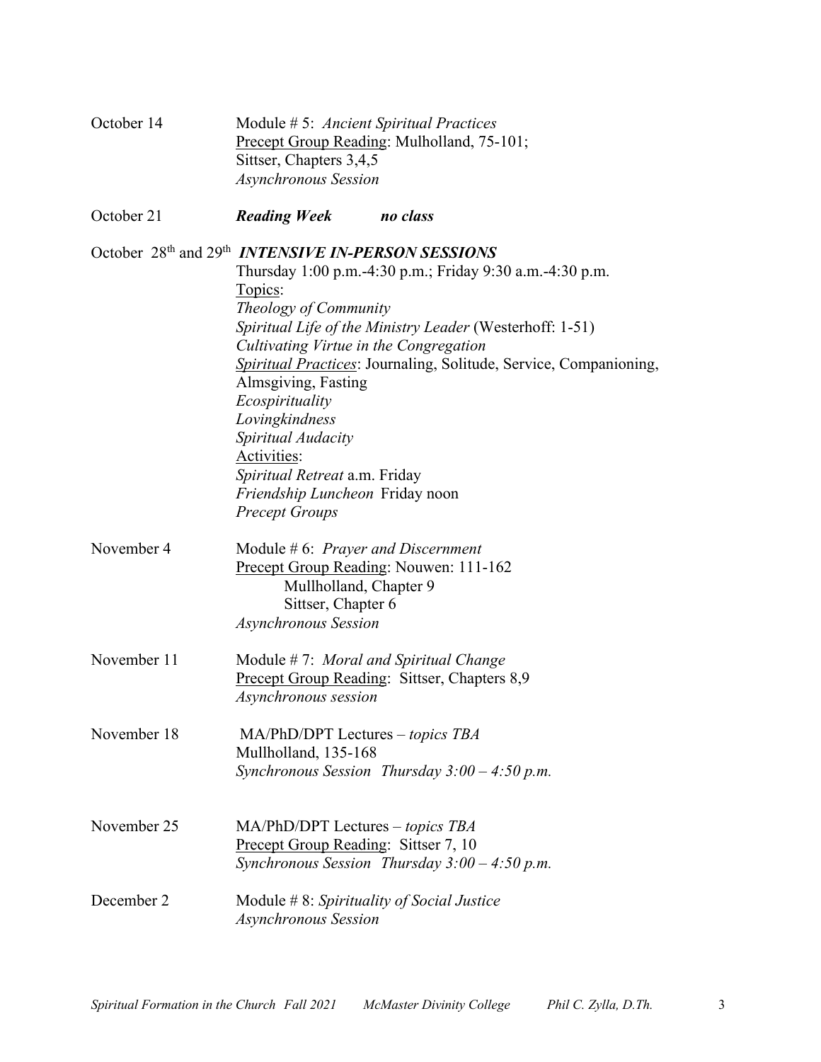| | |
|---|---|
| October 14 | Module # 5: *Ancient Spiritual Practices*<br>Precept Group Reading: Mulholland, 75-101;<br>Sittser, Chapters 3,4,5<br>*Asynchronous Session* |
| October 21 | ***Reading Week*** ***no class*** |
| October 28th and 29th | ***INTENSIVE IN-PERSON SESSIONS***<br>Thursday 1:00 p.m.-4:30 p.m.; Friday 9:30 a.m.-4:30 p.m.<br>Topics:<br>*Theology of Community*<br>*Spiritual Life of the Ministry Leader* (Westerhoff: 1-51)<br>*Cultivating Virtue in the Congregation*<br>*Spiritual Practices*: Journaling, Solitude, Service, Companioning, Almsgiving, Fasting<br>*Ecospirituality*<br>*Lovingkindness*<br>*Spiritual Audacity*<br>Activities:<br>*Spiritual Retreat* a.m. Friday<br>*Friendship Luncheon* Friday noon<br>*Precept Groups* |
| November 4 | Module # 6: *Prayer and Discernment*<br>Precept Group Reading: Nouwen: 111-162<br>Mullholland, Chapter 9<br>Sittser, Chapter 6<br>*Asynchronous Session* |
| November 11 | Module # 7: *Moral and Spiritual Change*<br>Precept Group Reading: Sittser, Chapters 8,9<br>*Asynchronous session* |
| November 18 | MA/PhD/DPT Lectures – *topics TBA*<br>Mullholland, 135-168<br>*Synchronous Session Thursday 3:00 – 4:50 p.m.* |
| November 25 | MA/PhD/DPT Lectures – *topics TBA*<br>Precept Group Reading: Sittser 7, 10<br>*Synchronous Session Thursday 3:00 – 4:50 p.m.* |
| December 2 | Module # 8: *Spirituality of Social Justice*<br>*Asynchronous Session* |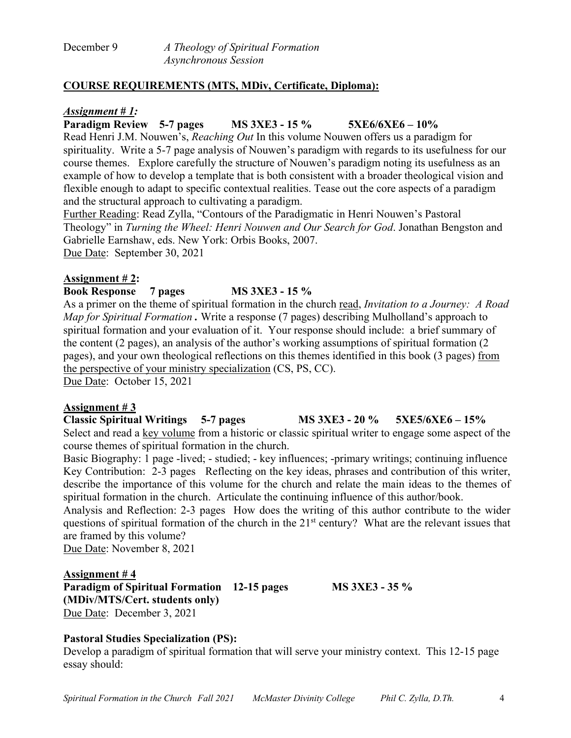December 9 *A Theology of Spiritual Formation*
*Asynchronous Session*

**COURSE REQUIREMENTS (MTS, MDiv, Certificate, Diploma):**

***Assignment # 1:***

**Paradigm Review 5-7 pages MS 3XE3 - 15 % 5XE6/6XE6 – 10%**

Read Henri J.M. Nouwen's, *Reaching Out* In this volume Nouwen offers us a paradigm for spirituality. Write a 5-7 page analysis of Nouwen's paradigm with regards to its usefulness for our course themes. Explore carefully the structure of Nouwen's paradigm noting its usefulness as an example of how to develop a template that is both consistent with a broader theological vision and flexible enough to adapt to specific contextual realities. Tease out the core aspects of a paradigm and the structural approach to cultivating a paradigm.

Further Reading: Read Zylla, "Contours of the Paradigmatic in Henri Nouwen's Pastoral Theology" in *Turning the Wheel: Henri Nouwen and Our Search for God*. Jonathan Bengston and Gabrielle Earnshaw, eds. New York: Orbis Books, 2007.

Due Date: September 30, 2021

**Assignment # 2:**

**Book Response 7 pages MS 3XE3 - 15 %**

As a primer on the theme of spiritual formation in the church read, *Invitation to a Journey: A Road Map for Spiritual Formation* **.** Write a response (7 pages) describing Mulholland's approach to spiritual formation and your evaluation of it. Your response should include: a brief summary of the content (2 pages), an analysis of the author's working assumptions of spiritual formation (2 pages), and your own theological reflections on this themes identified in this book (3 pages) from the perspective of your ministry specialization (CS, PS, CC).

Due Date: October 15, 2021

**Assignment # 3**

**Classic Spiritual Writings 5-7 pages MS 3XE3 - 20 % 5XE5/6XE6 – 15%**

Select and read a key volume from a historic or classic spiritual writer to engage some aspect of the course themes of spiritual formation in the church.

Basic Biography: 1 page -lived; - studied; - key influences; -primary writings; continuing influence

Key Contribution: 2-3 pages Reflecting on the key ideas, phrases and contribution of this writer, describe the importance of this volume for the church and relate the main ideas to the themes of spiritual formation in the church. Articulate the continuing influence of this author/book.

Analysis and Reflection: 2-3 pages How does the writing of this author contribute to the wider questions of spiritual formation of the church in the 21st century? What are the relevant issues that are framed by this volume?

Due Date: November 8, 2021

**Assignment # 4**

**Paradigm of Spiritual Formation 12-15 pages MS 3XE3 - 35 %**
**(MDiv/MTS/Cert. students only)**

Due Date: December 3, 2021

**Pastoral Studies Specialization (PS):**

Develop a paradigm of spiritual formation that will serve your ministry context. This 12-15 page essay should: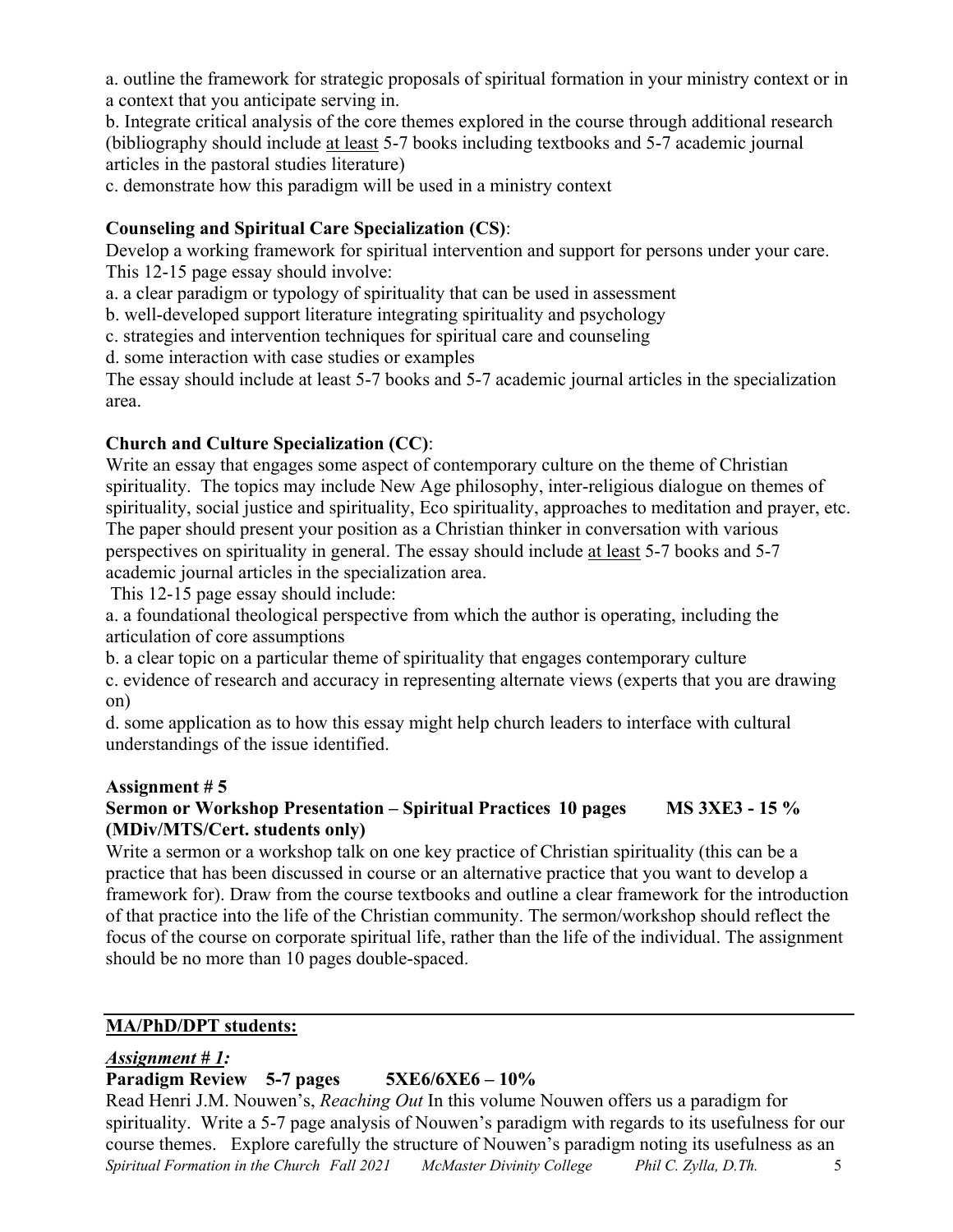a. outline the framework for strategic proposals of spiritual formation in your ministry context or in a context that you anticipate serving in.

b. Integrate critical analysis of the core themes explored in the course through additional research (bibliography should include <u>at least</u> 5-7 books including textbooks and 5-7 academic journal articles in the pastoral studies literature)

c. demonstrate how this paradigm will be used in a ministry context

**Counseling and Spiritual Care Specialization (CS)**:

Develop a working framework for spiritual intervention and support for persons under your care. This 12-15 page essay should involve:

a. a clear paradigm or typology of spirituality that can be used in assessment

b. well-developed support literature integrating spirituality and psychology

c. strategies and intervention techniques for spiritual care and counseling

d. some interaction with case studies or examples

The essay should include at least 5-7 books and 5-7 academic journal articles in the specialization area.

**Church and Culture Specialization (CC)**:

Write an essay that engages some aspect of contemporary culture on the theme of Christian spirituality. The topics may include New Age philosophy, inter-religious dialogue on themes of spirituality, social justice and spirituality, Eco spirituality, approaches to meditation and prayer, etc. The paper should present your position as a Christian thinker in conversation with various perspectives on spirituality in general. The essay should include <u>at least</u> 5-7 books and 5-7 academic journal articles in the specialization area.

This 12-15 page essay should include:

a. a foundational theological perspective from which the author is operating, including the articulation of core assumptions

b. a clear topic on a particular theme of spirituality that engages contemporary culture

c. evidence of research and accuracy in representing alternate views (experts that you are drawing on)

d. some application as to how this essay might help church leaders to interface with cultural understandings of the issue identified.

**Assignment # 5**

**Sermon or Workshop Presentation – Spiritual Practices 10 pages MS 3XE3 - 15 % (MDiv/MTS/Cert. students only)**

Write a sermon or a workshop talk on one key practice of Christian spirituality (this can be a practice that has been discussed in course or an alternative practice that you want to develop a framework for). Draw from the course textbooks and outline a clear framework for the introduction of that practice into the life of the Christian community. The sermon/workshop should reflect the focus of the course on corporate spiritual life, rather than the life of the individual. The assignment should be no more than 10 pages double-spaced.

---

**<u>MA/PhD/DPT students:</u>**

***<u>Assignment # 1:</u>***

**Paradigm Review 5-7 pages 5XE6/6XE6 – 10%**

Read Henri J.M. Nouwen's, *Reaching Out* In this volume Nouwen offers us a paradigm for spirituality. Write a 5-7 page analysis of Nouwen's paradigm with regards to its usefulness for our course themes. Explore carefully the structure of Nouwen's paradigm noting its usefulness as an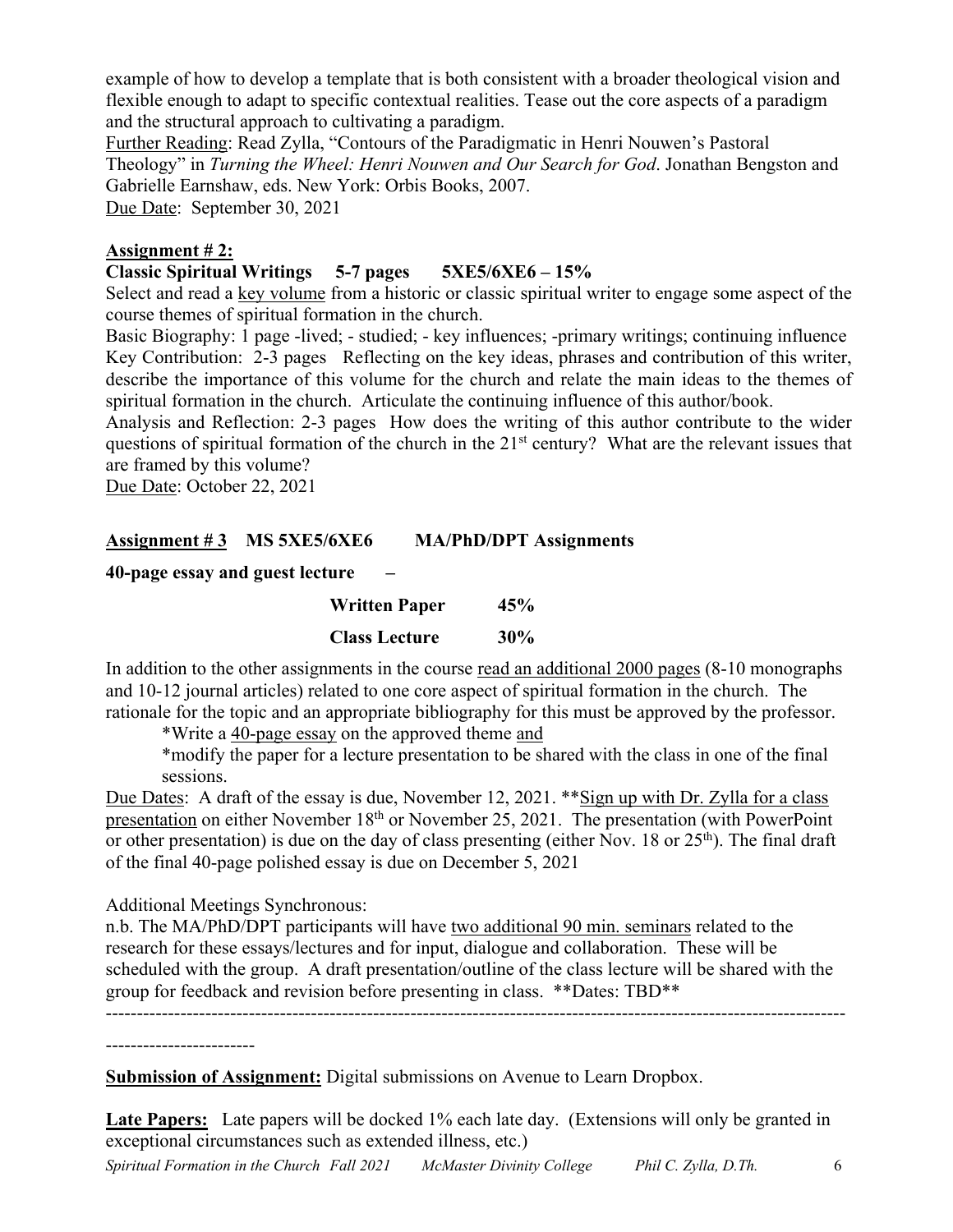example of how to develop a template that is both consistent with a broader theological vision and flexible enough to adapt to specific contextual realities. Tease out the core aspects of a paradigm and the structural approach to cultivating a paradigm.

Further Reading: Read Zylla, "Contours of the Paradigmatic in Henri Nouwen's Pastoral Theology" in *Turning the Wheel: Henri Nouwen and Our Search for God*. Jonathan Bengston and Gabrielle Earnshaw, eds. New York: Orbis Books, 2007.

Due Date: September 30, 2021

**Assignment # 2:**

**Classic Spiritual Writings 5-7 pages 5XE5/6XE6 – 15%**

Select and read a key volume from a historic or classic spiritual writer to engage some aspect of the course themes of spiritual formation in the church.

Basic Biography: 1 page -lived; - studied; - key influences; -primary writings; continuing influence

Key Contribution: 2-3 pages Reflecting on the key ideas, phrases and contribution of this writer, describe the importance of this volume for the church and relate the main ideas to the themes of spiritual formation in the church. Articulate the continuing influence of this author/book.

Analysis and Reflection: 2-3 pages How does the writing of this author contribute to the wider questions of spiritual formation of the church in the 21st century? What are the relevant issues that are framed by this volume?

Due Date: October 22, 2021

**Assignment # 3 MS 5XE5/6XE6 MA/PhD/DPT Assignments**

**40-page essay and guest lecture –**

**Written Paper 45%**

**Class Lecture 30%**

In addition to the other assignments in the course read an additional 2000 pages (8-10 monographs and 10-12 journal articles) related to one core aspect of spiritual formation in the church. The rationale for the topic and an appropriate bibliography for this must be approved by the professor.

*Write a 40-page essay on the approved theme and

*modify the paper for a lecture presentation to be shared with the class in one of the final sessions.

Due Dates: A draft of the essay is due, November 12, 2021. **Sign up with Dr. Zylla for a class presentation on either November 18th or November 25, 2021. The presentation (with PowerPoint or other presentation) is due on the day of class presenting (either Nov. 18 or 25th). The final draft of the final 40-page polished essay is due on December 5, 2021

Additional Meetings Synchronous:

n.b. The MA/PhD/DPT participants will have two additional 90 min. seminars related to the research for these essays/lectures and for input, dialogue and collaboration. These will be scheduled with the group. A draft presentation/outline of the class lecture will be shared with the group for feedback and revision before presenting in class. **Dates: TBD**

---

**Submission of Assignment:** Digital submissions on Avenue to Learn Dropbox.

**Late Papers:** Late papers will be docked 1% each late day. (Extensions will only be granted in exceptional circumstances such as extended illness, etc.)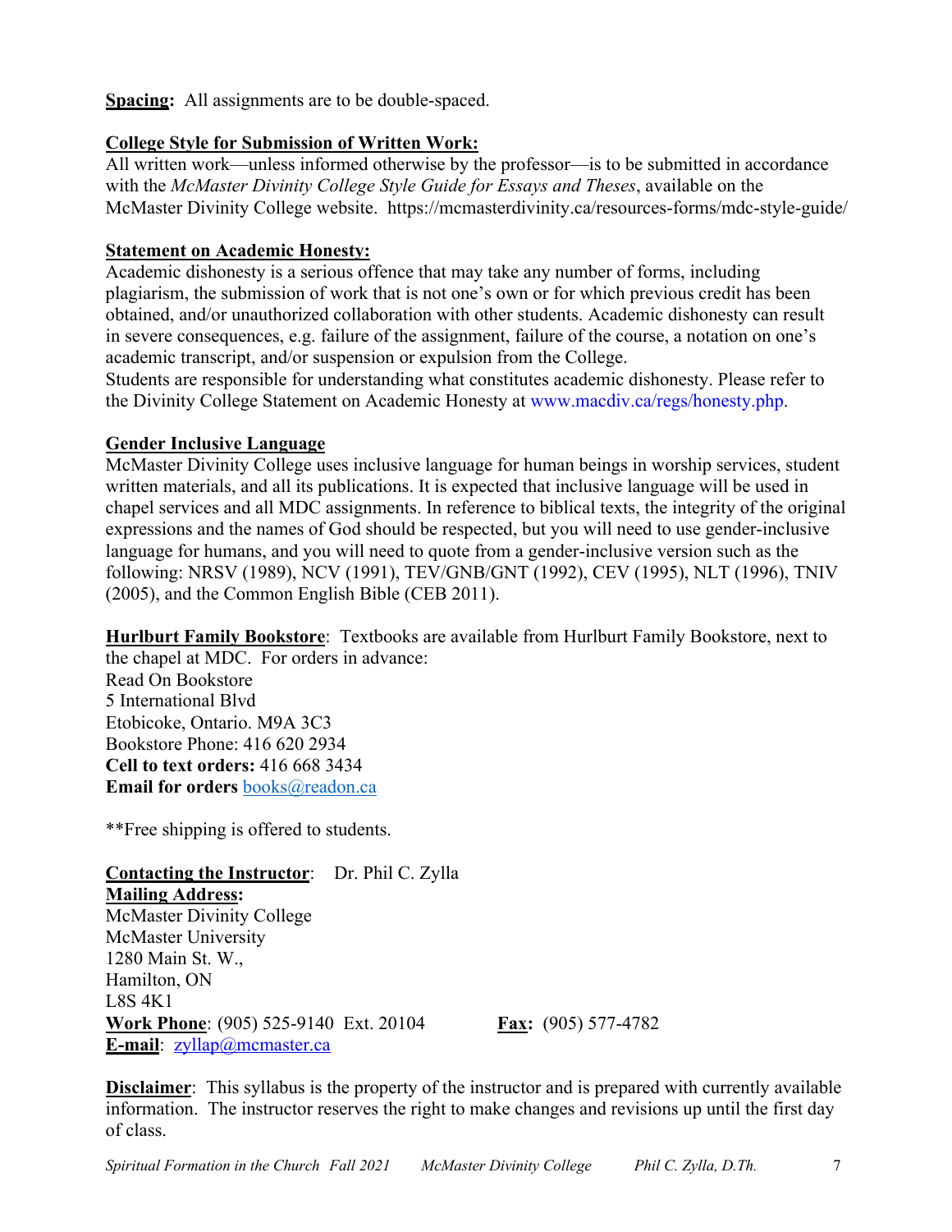**Spacing:** All assignments are to be double-spaced.

**College Style for Submission of Written Work:**
All written work—unless informed otherwise by the professor—is to be submitted in accordance with the *McMaster Divinity College Style Guide for Essays and Theses*, available on the McMaster Divinity College website. https://mcmasterdivinity.ca/resources-forms/mdc-style-guide/

**Statement on Academic Honesty:**
Academic dishonesty is a serious offence that may take any number of forms, including plagiarism, the submission of work that is not one's own or for which previous credit has been obtained, and/or unauthorized collaboration with other students. Academic dishonesty can result in severe consequences, e.g. failure of the assignment, failure of the course, a notation on one's academic transcript, and/or suspension or expulsion from the College.
Students are responsible for understanding what constitutes academic dishonesty. Please refer to the Divinity College Statement on Academic Honesty at www.macdiv.ca/regs/honesty.php.

**Gender Inclusive Language**
McMaster Divinity College uses inclusive language for human beings in worship services, student written materials, and all its publications. It is expected that inclusive language will be used in chapel services and all MDC assignments. In reference to biblical texts, the integrity of the original expressions and the names of God should be respected, but you will need to use gender-inclusive language for humans, and you will need to quote from a gender-inclusive version such as the following: NRSV (1989), NCV (1991), TEV/GNB/GNT (1992), CEV (1995), NLT (1996), TNIV (2005), and the Common English Bible (CEB 2011).

**Hurlburt Family Bookstore**: Textbooks are available from Hurlburt Family Bookstore, next to the chapel at MDC. For orders in advance:
Read On Bookstore
5 International Blvd
Etobicoke, Ontario. M9A 3C3
Bookstore Phone: 416 620 2934
**Cell to text orders:** 416 668 3434
**Email for orders** books@readon.ca

**Free shipping is offered to students.

**Contacting the Instructor**: Dr. Phil C. Zylla
**Mailing Address:**
McMaster Divinity College
McMaster University
1280 Main St. W.,
Hamilton, ON
L8S 4K1
**Work Phone**: (905) 525-9140 Ext. 20104 **Fax:** (905) 577-4782
**E-mail**: zyllap@mcmaster.ca

**Disclaimer**: This syllabus is the property of the instructor and is prepared with currently available information. The instructor reserves the right to make changes and revisions up until the first day of class.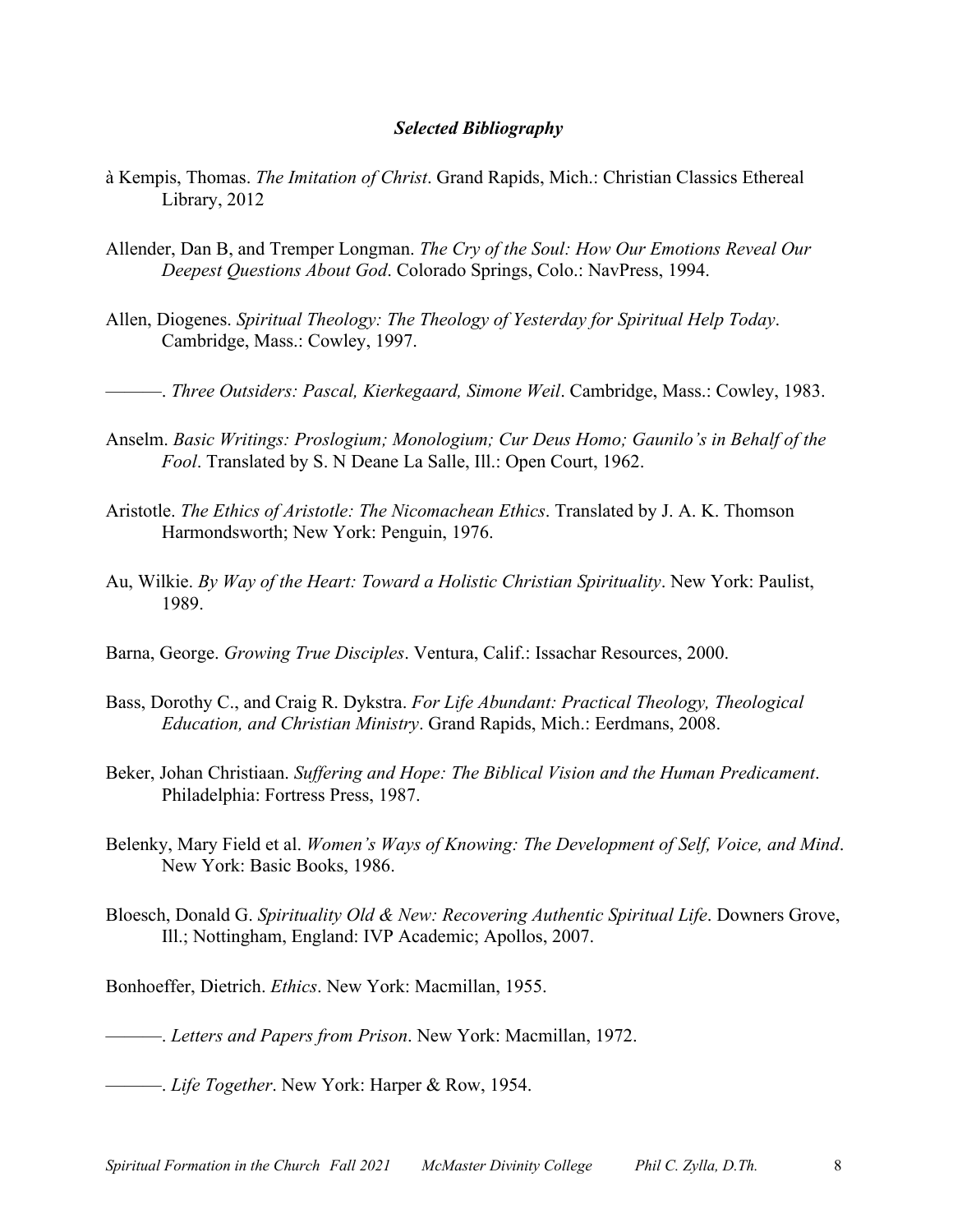### *Selected Bibliography*

à Kempis, Thomas. *The Imitation of Christ*. Grand Rapids, Mich.: Christian Classics Ethereal Library, 2012

Allender, Dan B, and Tremper Longman. *The Cry of the Soul: How Our Emotions Reveal Our Deepest Questions About God*. Colorado Springs, Colo.: NavPress, 1994.

Allen, Diogenes. *Spiritual Theology: The Theology of Yesterday for Spiritual Help Today*. Cambridge, Mass.: Cowley, 1997.

———. *Three Outsiders: Pascal, Kierkegaard, Simone Weil*. Cambridge, Mass.: Cowley, 1983.

Anselm. *Basic Writings: Proslogium; Monologium; Cur Deus Homo; Gaunilo's in Behalf of the Fool*. Translated by S. N Deane La Salle, Ill.: Open Court, 1962.

Aristotle. *The Ethics of Aristotle: The Nicomachean Ethics*. Translated by J. A. K. Thomson Harmondsworth; New York: Penguin, 1976.

Au, Wilkie. *By Way of the Heart: Toward a Holistic Christian Spirituality*. New York: Paulist, 1989.

Barna, George. *Growing True Disciples*. Ventura, Calif.: Issachar Resources, 2000.

Bass, Dorothy C., and Craig R. Dykstra. *For Life Abundant: Practical Theology, Theological Education, and Christian Ministry*. Grand Rapids, Mich.: Eerdmans, 2008.

Beker, Johan Christiaan. *Suffering and Hope: The Biblical Vision and the Human Predicament*. Philadelphia: Fortress Press, 1987.

Belenky, Mary Field et al. *Women's Ways of Knowing: The Development of Self, Voice, and Mind*. New York: Basic Books, 1986.

Bloesch, Donald G. *Spirituality Old & New: Recovering Authentic Spiritual Life*. Downers Grove, Ill.; Nottingham, England: IVP Academic; Apollos, 2007.

Bonhoeffer, Dietrich. *Ethics*. New York: Macmillan, 1955.

———. *Letters and Papers from Prison*. New York: Macmillan, 1972.

———. *Life Together*. New York: Harper & Row, 1954.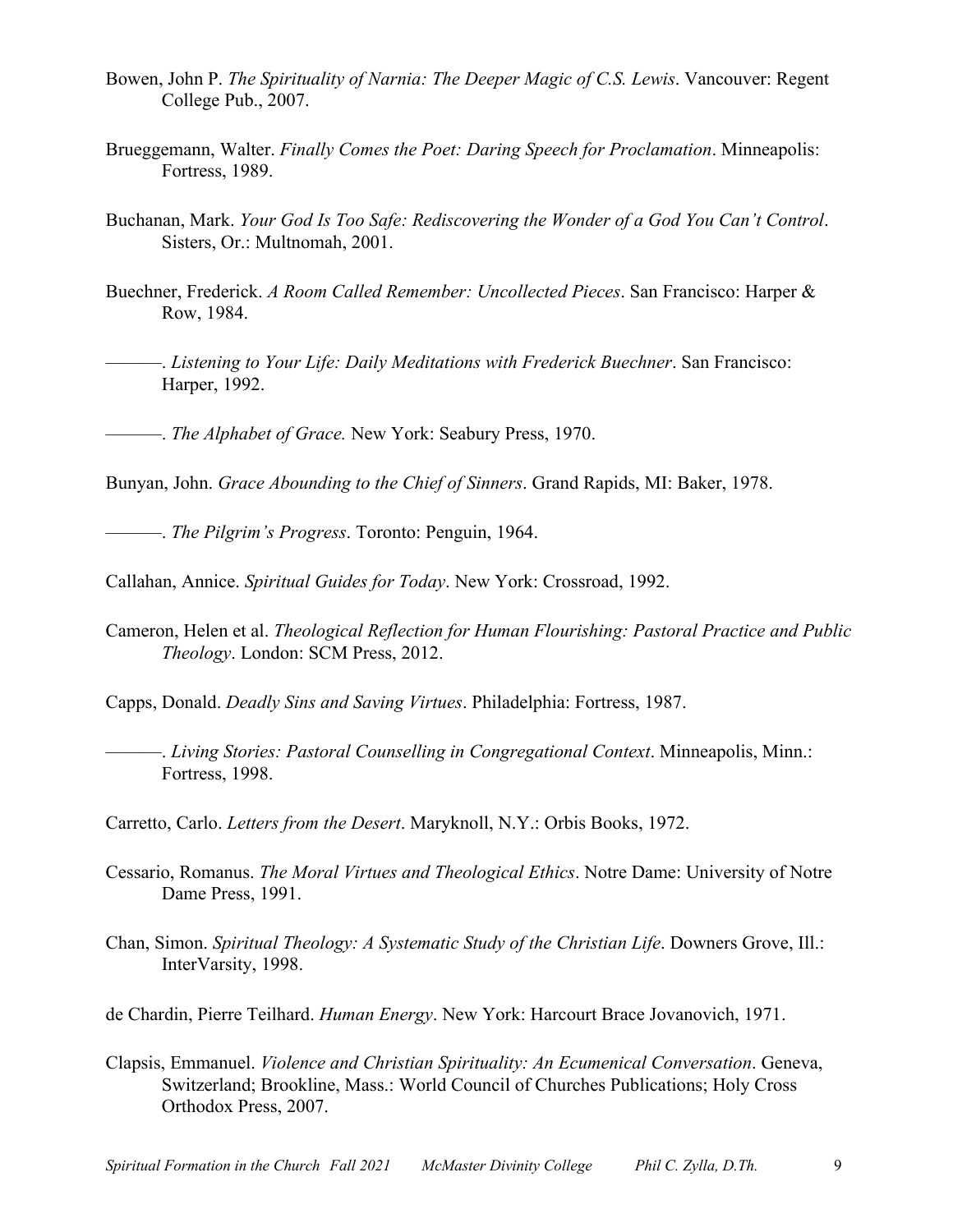Bowen, John P. *The Spirituality of Narnia: The Deeper Magic of C.S. Lewis*. Vancouver: Regent College Pub., 2007.

Brueggemann, Walter. *Finally Comes the Poet: Daring Speech for Proclamation*. Minneapolis: Fortress, 1989.

Buchanan, Mark. *Your God Is Too Safe: Rediscovering the Wonder of a God You Can't Control*. Sisters, Or.: Multnomah, 2001.

Buechner, Frederick. *A Room Called Remember: Uncollected Pieces*. San Francisco: Harper & Row, 1984.

———. *Listening to Your Life: Daily Meditations with Frederick Buechner*. San Francisco: Harper, 1992.

———. *The Alphabet of Grace.* New York: Seabury Press, 1970.

Bunyan, John. *Grace Abounding to the Chief of Sinners*. Grand Rapids, MI: Baker, 1978.

———. *The Pilgrim's Progress*. Toronto: Penguin, 1964.

Callahan, Annice. *Spiritual Guides for Today*. New York: Crossroad, 1992.

Cameron, Helen et al. *Theological Reflection for Human Flourishing: Pastoral Practice and Public Theology*. London: SCM Press, 2012.

Capps, Donald. *Deadly Sins and Saving Virtues*. Philadelphia: Fortress, 1987.

———. *Living Stories: Pastoral Counselling in Congregational Context*. Minneapolis, Minn.: Fortress, 1998.

Carretto, Carlo. *Letters from the Desert*. Maryknoll, N.Y.: Orbis Books, 1972.

Cessario, Romanus. *The Moral Virtues and Theological Ethics*. Notre Dame: University of Notre Dame Press, 1991.

Chan, Simon. *Spiritual Theology: A Systematic Study of the Christian Life*. Downers Grove, Ill.: InterVarsity, 1998.

de Chardin, Pierre Teilhard. *Human Energy*. New York: Harcourt Brace Jovanovich, 1971.

Clapsis, Emmanuel. *Violence and Christian Spirituality: An Ecumenical Conversation*. Geneva, Switzerland; Brookline, Mass.: World Council of Churches Publications; Holy Cross Orthodox Press, 2007.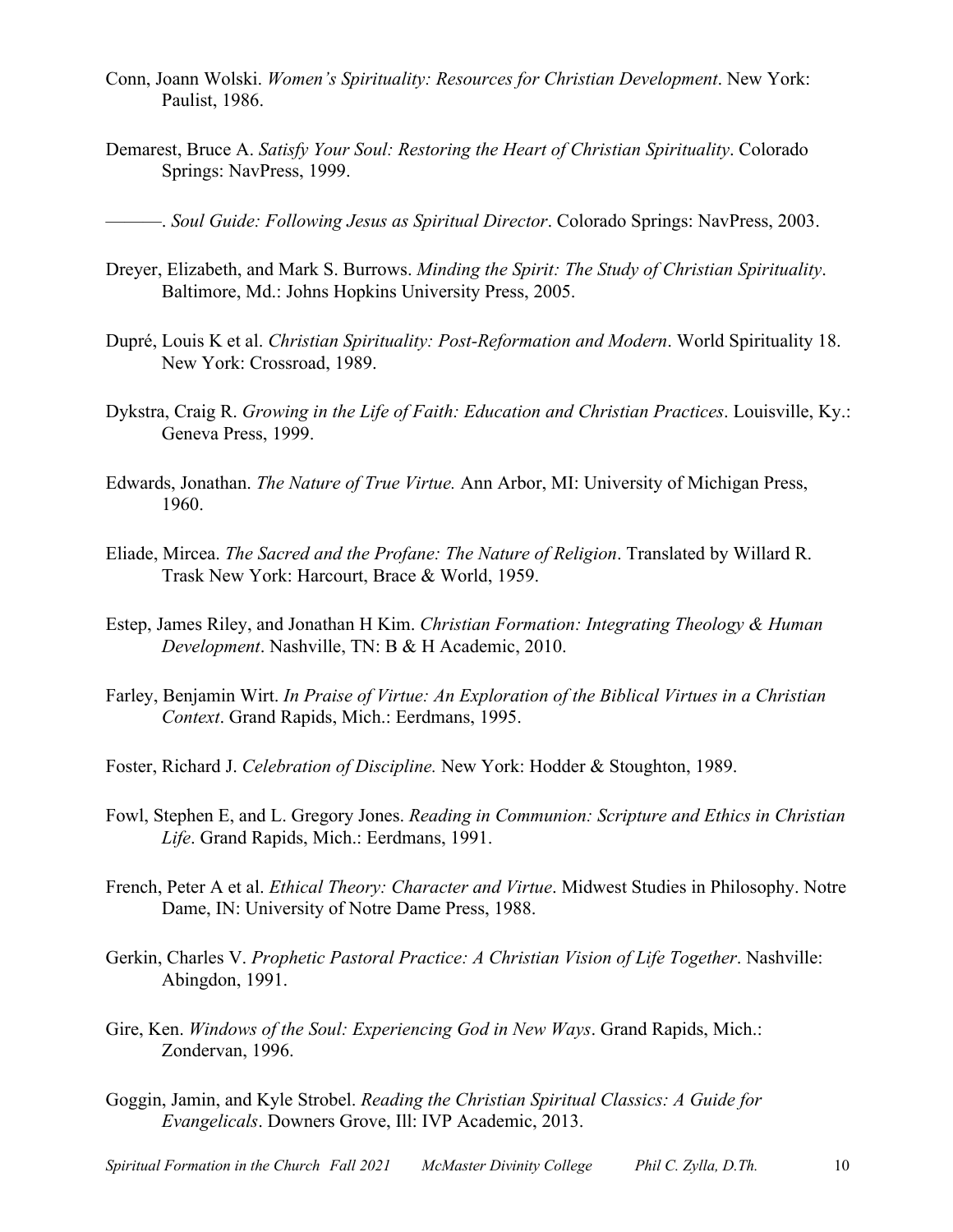Conn, Joann Wolski. *Women's Spirituality: Resources for Christian Development*. New York: Paulist, 1986.

Demarest, Bruce A. *Satisfy Your Soul: Restoring the Heart of Christian Spirituality*. Colorado Springs: NavPress, 1999.

———. *Soul Guide: Following Jesus as Spiritual Director*. Colorado Springs: NavPress, 2003.

Dreyer, Elizabeth, and Mark S. Burrows. *Minding the Spirit: The Study of Christian Spirituality*. Baltimore, Md.: Johns Hopkins University Press, 2005.

Dupré, Louis K et al. *Christian Spirituality: Post-Reformation and Modern*. World Spirituality 18. New York: Crossroad, 1989.

Dykstra, Craig R. *Growing in the Life of Faith: Education and Christian Practices*. Louisville, Ky.: Geneva Press, 1999.

Edwards, Jonathan. *The Nature of True Virtue.* Ann Arbor, MI: University of Michigan Press, 1960.

Eliade, Mircea. *The Sacred and the Profane: The Nature of Religion*. Translated by Willard R. Trask New York: Harcourt, Brace & World, 1959.

Estep, James Riley, and Jonathan H Kim. *Christian Formation: Integrating Theology & Human Development*. Nashville, TN: B & H Academic, 2010.

Farley, Benjamin Wirt. *In Praise of Virtue: An Exploration of the Biblical Virtues in a Christian Context*. Grand Rapids, Mich.: Eerdmans, 1995.

Foster, Richard J. *Celebration of Discipline.* New York: Hodder & Stoughton, 1989.

Fowl, Stephen E, and L. Gregory Jones. *Reading in Communion: Scripture and Ethics in Christian Life*. Grand Rapids, Mich.: Eerdmans, 1991.

French, Peter A et al. *Ethical Theory: Character and Virtue*. Midwest Studies in Philosophy. Notre Dame, IN: University of Notre Dame Press, 1988.

Gerkin, Charles V. *Prophetic Pastoral Practice: A Christian Vision of Life Together*. Nashville: Abingdon, 1991.

Gire, Ken. *Windows of the Soul: Experiencing God in New Ways*. Grand Rapids, Mich.: Zondervan, 1996.

Goggin, Jamin, and Kyle Strobel. *Reading the Christian Spiritual Classics: A Guide for Evangelicals*. Downers Grove, Ill: IVP Academic, 2013.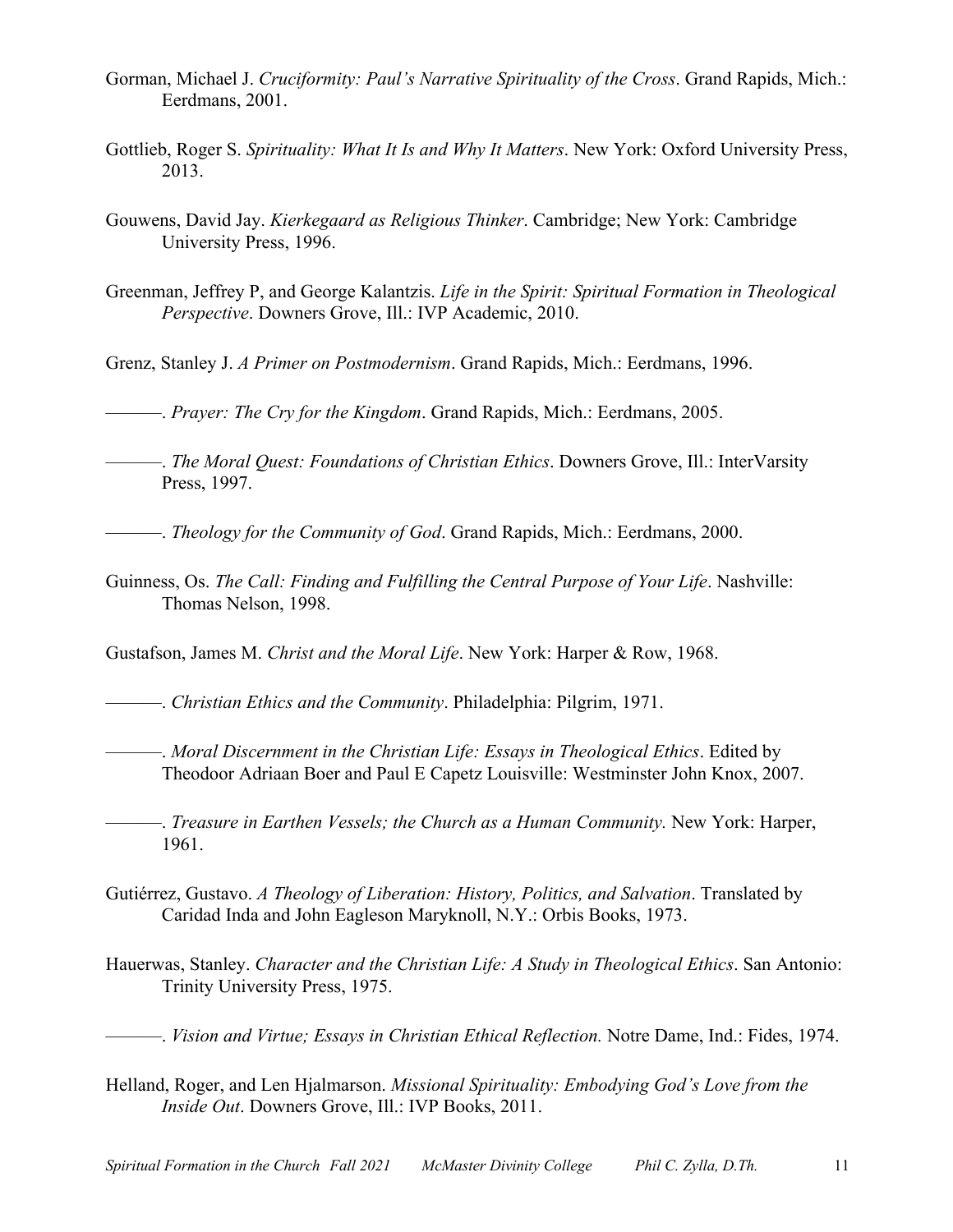Gorman, Michael J. *Cruciformity: Paul's Narrative Spirituality of the Cross*. Grand Rapids, Mich.: Eerdmans, 2001.

Gottlieb, Roger S. *Spirituality: What It Is and Why It Matters*. New York: Oxford University Press, 2013.

Gouwens, David Jay. *Kierkegaard as Religious Thinker*. Cambridge; New York: Cambridge University Press, 1996.

Greenman, Jeffrey P, and George Kalantzis. *Life in the Spirit: Spiritual Formation in Theological Perspective*. Downers Grove, Ill.: IVP Academic, 2010.

Grenz, Stanley J. *A Primer on Postmodernism*. Grand Rapids, Mich.: Eerdmans, 1996.

———. *Prayer: The Cry for the Kingdom*. Grand Rapids, Mich.: Eerdmans, 2005.

———. *The Moral Quest: Foundations of Christian Ethics*. Downers Grove, Ill.: InterVarsity Press, 1997.

———. *Theology for the Community of God*. Grand Rapids, Mich.: Eerdmans, 2000.

Guinness, Os. *The Call: Finding and Fulfilling the Central Purpose of Your Life*. Nashville: Thomas Nelson, 1998.

Gustafson, James M. *Christ and the Moral Life*. New York: Harper & Row, 1968.

———. *Christian Ethics and the Community*. Philadelphia: Pilgrim, 1971.

———. *Moral Discernment in the Christian Life: Essays in Theological Ethics*. Edited by Theodoor Adriaan Boer and Paul E Capetz Louisville: Westminster John Knox, 2007.

———. *Treasure in Earthen Vessels; the Church as a Human Community.* New York: Harper, 1961.

Gutiérrez, Gustavo. *A Theology of Liberation: History, Politics, and Salvation*. Translated by Caridad Inda and John Eagleson Maryknoll, N.Y.: Orbis Books, 1973.

Hauerwas, Stanley. *Character and the Christian Life: A Study in Theological Ethics*. San Antonio: Trinity University Press, 1975.

———. *Vision and Virtue; Essays in Christian Ethical Reflection.* Notre Dame, Ind.: Fides, 1974.

Helland, Roger, and Len Hjalmarson. *Missional Spirituality: Embodying God's Love from the Inside Out*. Downers Grove, Ill.: IVP Books, 2011.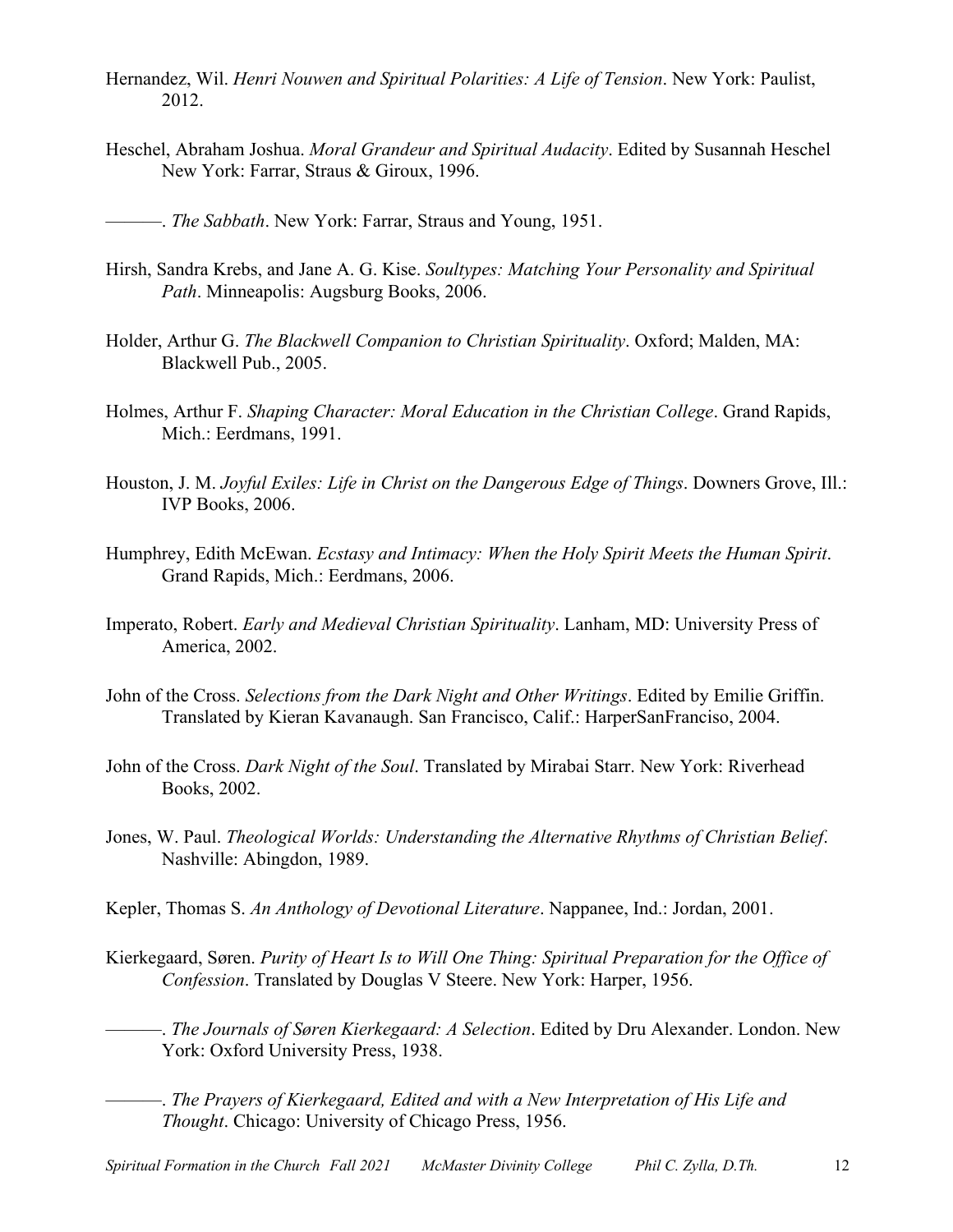Hernandez, Wil. *Henri Nouwen and Spiritual Polarities: A Life of Tension*. New York: Paulist, 2012.

Heschel, Abraham Joshua. *Moral Grandeur and Spiritual Audacity*. Edited by Susannah Heschel New York: Farrar, Straus & Giroux, 1996.

———. *The Sabbath*. New York: Farrar, Straus and Young, 1951.

Hirsh, Sandra Krebs, and Jane A. G. Kise. *Soultypes: Matching Your Personality and Spiritual Path*. Minneapolis: Augsburg Books, 2006.

Holder, Arthur G. *The Blackwell Companion to Christian Spirituality*. Oxford; Malden, MA: Blackwell Pub., 2005.

Holmes, Arthur F. *Shaping Character: Moral Education in the Christian College*. Grand Rapids, Mich.: Eerdmans, 1991.

Houston, J. M. *Joyful Exiles: Life in Christ on the Dangerous Edge of Things*. Downers Grove, Ill.: IVP Books, 2006.

Humphrey, Edith McEwan. *Ecstasy and Intimacy: When the Holy Spirit Meets the Human Spirit*. Grand Rapids, Mich.: Eerdmans, 2006.

Imperato, Robert. *Early and Medieval Christian Spirituality*. Lanham, MD: University Press of America, 2002.

John of the Cross. *Selections from the Dark Night and Other Writings*. Edited by Emilie Griffin. Translated by Kieran Kavanaugh. San Francisco, Calif.: HarperSanFranciso, 2004.

John of the Cross. *Dark Night of the Soul*. Translated by Mirabai Starr. New York: Riverhead Books, 2002.

Jones, W. Paul. *Theological Worlds: Understanding the Alternative Rhythms of Christian Belief*. Nashville: Abingdon, 1989.

Kepler, Thomas S. *An Anthology of Devotional Literature*. Nappanee, Ind.: Jordan, 2001.

Kierkegaard, Søren. *Purity of Heart Is to Will One Thing: Spiritual Preparation for the Office of Confession*. Translated by Douglas V Steere. New York: Harper, 1956.

———. *The Journals of Søren Kierkegaard: A Selection*. Edited by Dru Alexander. London. New York: Oxford University Press, 1938.

———. *The Prayers of Kierkegaard, Edited and with a New Interpretation of His Life and Thought*. Chicago: University of Chicago Press, 1956.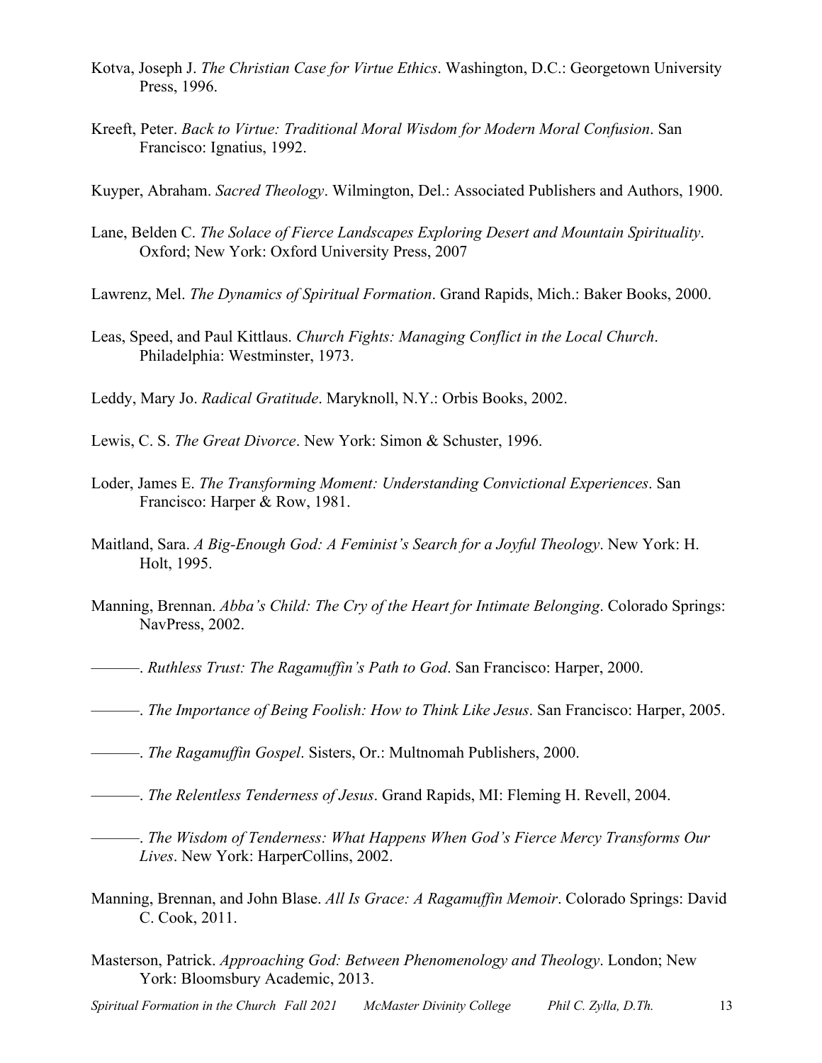Kotva, Joseph J. *The Christian Case for Virtue Ethics*. Washington, D.C.: Georgetown University Press, 1996.

Kreeft, Peter. *Back to Virtue: Traditional Moral Wisdom for Modern Moral Confusion*. San Francisco: Ignatius, 1992.

Kuyper, Abraham. *Sacred Theology*. Wilmington, Del.: Associated Publishers and Authors, 1900.

Lane, Belden C. *The Solace of Fierce Landscapes Exploring Desert and Mountain Spirituality*. Oxford; New York: Oxford University Press, 2007

Lawrenz, Mel. *The Dynamics of Spiritual Formation*. Grand Rapids, Mich.: Baker Books, 2000.

Leas, Speed, and Paul Kittlaus. *Church Fights: Managing Conflict in the Local Church*. Philadelphia: Westminster, 1973.

Leddy, Mary Jo. *Radical Gratitude*. Maryknoll, N.Y.: Orbis Books, 2002.

Lewis, C. S. *The Great Divorce*. New York: Simon & Schuster, 1996.

Loder, James E. *The Transforming Moment: Understanding Convictional Experiences*. San Francisco: Harper & Row, 1981.

Maitland, Sara. *A Big-Enough God: A Feminist's Search for a Joyful Theology*. New York: H. Holt, 1995.

Manning, Brennan. *Abba's Child: The Cry of the Heart for Intimate Belonging*. Colorado Springs: NavPress, 2002.

———. *Ruthless Trust: The Ragamuffin's Path to God*. San Francisco: Harper, 2000.

———. *The Importance of Being Foolish: How to Think Like Jesus*. San Francisco: Harper, 2005.

———. *The Ragamuffin Gospel*. Sisters, Or.: Multnomah Publishers, 2000.

———. *The Relentless Tenderness of Jesus*. Grand Rapids, MI: Fleming H. Revell, 2004.

———. *The Wisdom of Tenderness: What Happens When God's Fierce Mercy Transforms Our Lives*. New York: HarperCollins, 2002.

Manning, Brennan, and John Blase. *All Is Grace: A Ragamuffin Memoir*. Colorado Springs: David C. Cook, 2011.

Masterson, Patrick. *Approaching God: Between Phenomenology and Theology*. London; New York: Bloomsbury Academic, 2013.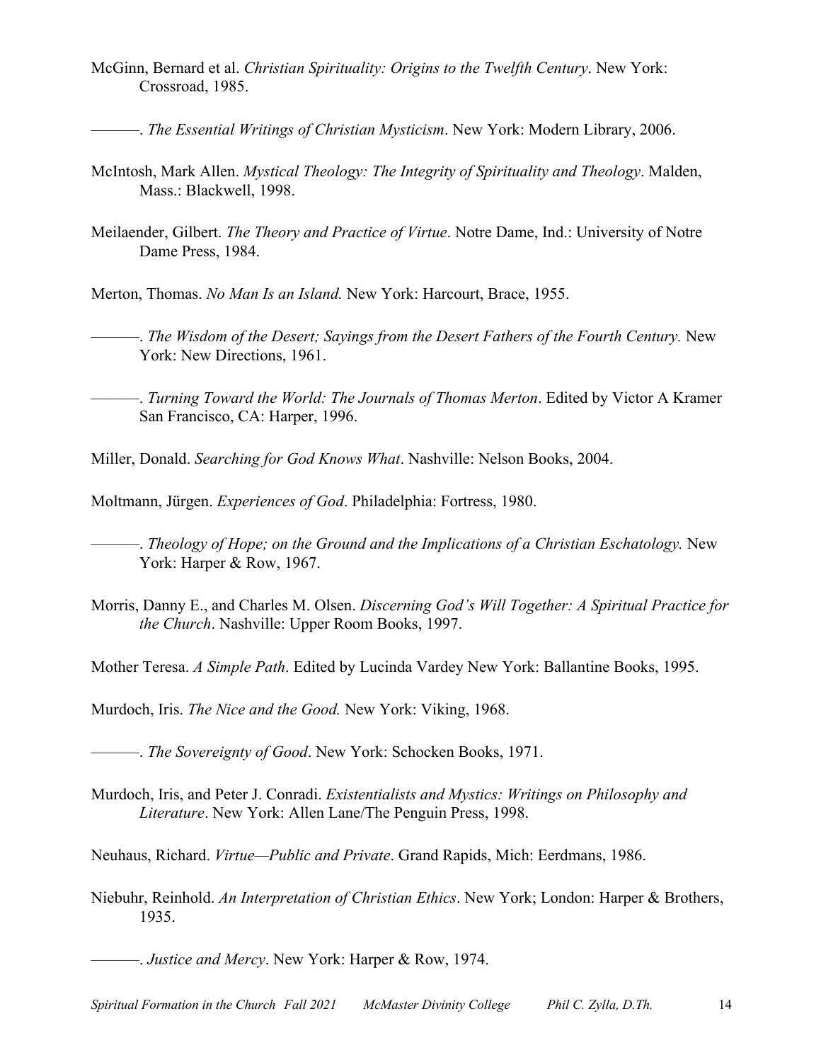McGinn, Bernard et al. *Christian Spirituality: Origins to the Twelfth Century*. New York: Crossroad, 1985.

———. *The Essential Writings of Christian Mysticism*. New York: Modern Library, 2006.

McIntosh, Mark Allen. *Mystical Theology: The Integrity of Spirituality and Theology*. Malden, Mass.: Blackwell, 1998.

Meilaender, Gilbert. *The Theory and Practice of Virtue*. Notre Dame, Ind.: University of Notre Dame Press, 1984.

Merton, Thomas. *No Man Is an Island.* New York: Harcourt, Brace, 1955.

———. *The Wisdom of the Desert; Sayings from the Desert Fathers of the Fourth Century.* New York: New Directions, 1961.

———. *Turning Toward the World: The Journals of Thomas Merton*. Edited by Victor A Kramer San Francisco, CA: Harper, 1996.

Miller, Donald. *Searching for God Knows What*. Nashville: Nelson Books, 2004.

Moltmann, Jürgen. *Experiences of God*. Philadelphia: Fortress, 1980.

———. *Theology of Hope; on the Ground and the Implications of a Christian Eschatology.* New York: Harper & Row, 1967.

Morris, Danny E., and Charles M. Olsen. *Discerning God's Will Together: A Spiritual Practice for the Church*. Nashville: Upper Room Books, 1997.

Mother Teresa. *A Simple Path*. Edited by Lucinda Vardey New York: Ballantine Books, 1995.

Murdoch, Iris. *The Nice and the Good.* New York: Viking, 1968.

———. *The Sovereignty of Good*. New York: Schocken Books, 1971.

Murdoch, Iris, and Peter J. Conradi. *Existentialists and Mystics: Writings on Philosophy and Literature*. New York: Allen Lane/The Penguin Press, 1998.

Neuhaus, Richard. *Virtue—Public and Private*. Grand Rapids, Mich: Eerdmans, 1986.

Niebuhr, Reinhold. *An Interpretation of Christian Ethics*. New York; London: Harper & Brothers, 1935.

———. *Justice and Mercy*. New York: Harper & Row, 1974.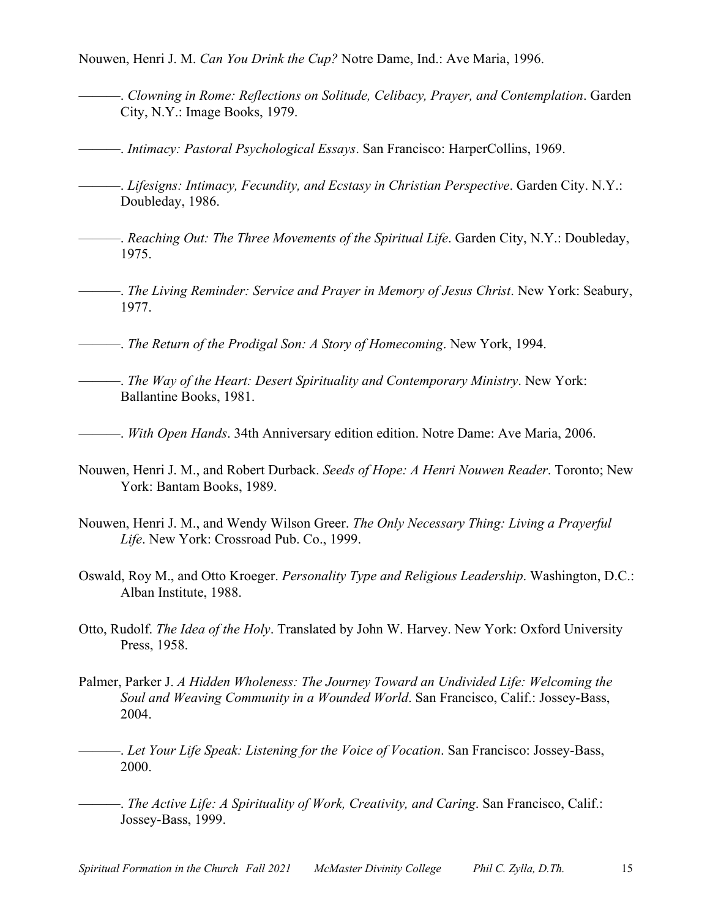Nouwen, Henri J. M. *Can You Drink the Cup?* Notre Dame, Ind.: Ave Maria, 1996.

———. *Clowning in Rome: Reflections on Solitude, Celibacy, Prayer, and Contemplation*. Garden City, N.Y.: Image Books, 1979.

———. *Intimacy: Pastoral Psychological Essays*. San Francisco: HarperCollins, 1969.

———. *Lifesigns: Intimacy, Fecundity, and Ecstasy in Christian Perspective*. Garden City. N.Y.: Doubleday, 1986.

———. *Reaching Out: The Three Movements of the Spiritual Life*. Garden City, N.Y.: Doubleday, 1975.

———. *The Living Reminder: Service and Prayer in Memory of Jesus Christ*. New York: Seabury, 1977.

———. *The Return of the Prodigal Son: A Story of Homecoming*. New York, 1994.

———. *The Way of the Heart: Desert Spirituality and Contemporary Ministry*. New York: Ballantine Books, 1981.

———. *With Open Hands*. 34th Anniversary edition edition. Notre Dame: Ave Maria, 2006.

Nouwen, Henri J. M., and Robert Durback. *Seeds of Hope: A Henri Nouwen Reader*. Toronto; New York: Bantam Books, 1989.

Nouwen, Henri J. M., and Wendy Wilson Greer. *The Only Necessary Thing: Living a Prayerful Life*. New York: Crossroad Pub. Co., 1999.

Oswald, Roy M., and Otto Kroeger. *Personality Type and Religious Leadership*. Washington, D.C.: Alban Institute, 1988.

Otto, Rudolf. *The Idea of the Holy*. Translated by John W. Harvey. New York: Oxford University Press, 1958.

Palmer, Parker J. *A Hidden Wholeness: The Journey Toward an Undivided Life: Welcoming the Soul and Weaving Community in a Wounded World*. San Francisco, Calif.: Jossey-Bass, 2004.

———. *Let Your Life Speak: Listening for the Voice of Vocation*. San Francisco: Jossey-Bass, 2000.

———. *The Active Life: A Spirituality of Work, Creativity, and Caring*. San Francisco, Calif.: Jossey-Bass, 1999.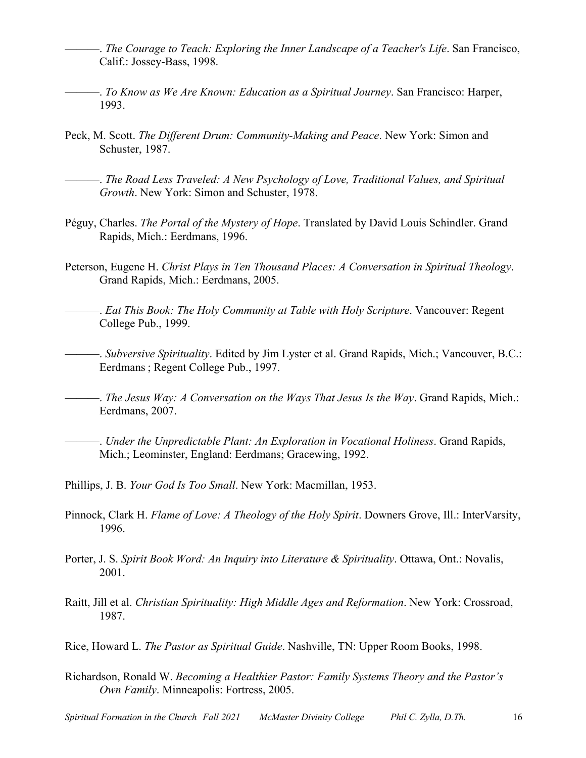———. *The Courage to Teach: Exploring the Inner Landscape of a Teacher's Life*. San Francisco, Calif.: Jossey-Bass, 1998.

———. *To Know as We Are Known: Education as a Spiritual Journey*. San Francisco: Harper, 1993.

Peck, M. Scott. *The Different Drum: Community-Making and Peace*. New York: Simon and Schuster, 1987.

———. *The Road Less Traveled: A New Psychology of Love, Traditional Values, and Spiritual Growth*. New York: Simon and Schuster, 1978.

Péguy, Charles. *The Portal of the Mystery of Hope*. Translated by David Louis Schindler. Grand Rapids, Mich.: Eerdmans, 1996.

Peterson, Eugene H. *Christ Plays in Ten Thousand Places: A Conversation in Spiritual Theology*. Grand Rapids, Mich.: Eerdmans, 2005.

———. *Eat This Book: The Holy Community at Table with Holy Scripture*. Vancouver: Regent College Pub., 1999.

———. *Subversive Spirituality*. Edited by Jim Lyster et al. Grand Rapids, Mich.; Vancouver, B.C.: Eerdmans ; Regent College Pub., 1997.

———. *The Jesus Way: A Conversation on the Ways That Jesus Is the Way*. Grand Rapids, Mich.: Eerdmans, 2007.

———. *Under the Unpredictable Plant: An Exploration in Vocational Holiness*. Grand Rapids, Mich.; Leominster, England: Eerdmans; Gracewing, 1992.

Phillips, J. B. *Your God Is Too Small*. New York: Macmillan, 1953.

Pinnock, Clark H. *Flame of Love: A Theology of the Holy Spirit*. Downers Grove, Ill.: InterVarsity, 1996.

Porter, J. S. *Spirit Book Word: An Inquiry into Literature & Spirituality*. Ottawa, Ont.: Novalis, 2001.

Raitt, Jill et al. *Christian Spirituality: High Middle Ages and Reformation*. New York: Crossroad, 1987.

Rice, Howard L. *The Pastor as Spiritual Guide*. Nashville, TN: Upper Room Books, 1998.

Richardson, Ronald W. *Becoming a Healthier Pastor: Family Systems Theory and the Pastor's Own Family*. Minneapolis: Fortress, 2005.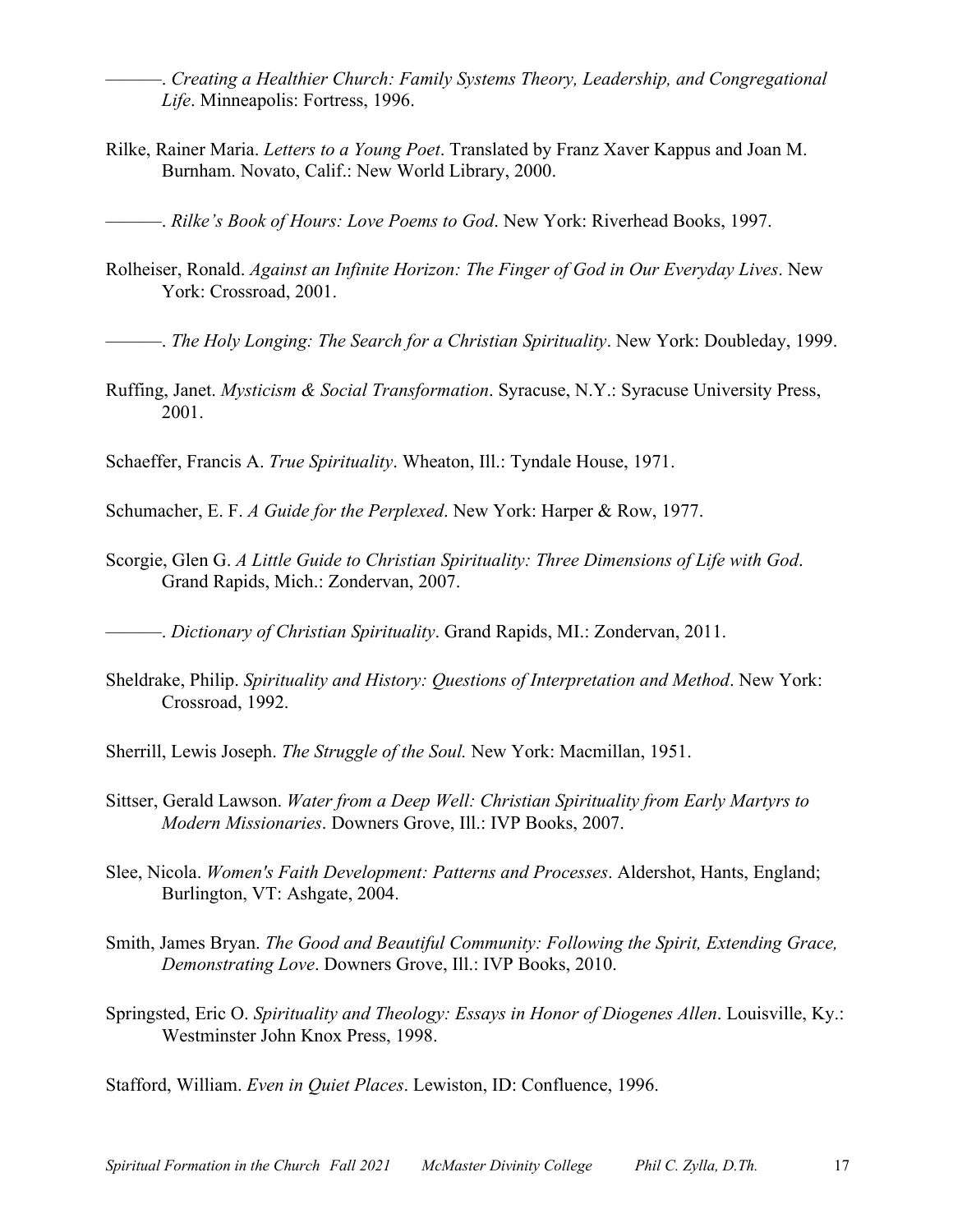———. *Creating a Healthier Church: Family Systems Theory, Leadership, and Congregational Life*. Minneapolis: Fortress, 1996.

Rilke, Rainer Maria. *Letters to a Young Poet*. Translated by Franz Xaver Kappus and Joan M. Burnham. Novato, Calif.: New World Library, 2000.

———. *Rilke's Book of Hours: Love Poems to God*. New York: Riverhead Books, 1997.

Rolheiser, Ronald. *Against an Infinite Horizon: The Finger of God in Our Everyday Lives*. New York: Crossroad, 2001.

———. *The Holy Longing: The Search for a Christian Spirituality*. New York: Doubleday, 1999.

Ruffing, Janet. *Mysticism & Social Transformation*. Syracuse, N.Y.: Syracuse University Press, 2001.

Schaeffer, Francis A. *True Spirituality*. Wheaton, Ill.: Tyndale House, 1971.

Schumacher, E. F. *A Guide for the Perplexed*. New York: Harper & Row, 1977.

Scorgie, Glen G. *A Little Guide to Christian Spirituality: Three Dimensions of Life with God*. Grand Rapids, Mich.: Zondervan, 2007.

———. *Dictionary of Christian Spirituality*. Grand Rapids, MI.: Zondervan, 2011.

Sheldrake, Philip. *Spirituality and History: Questions of Interpretation and Method*. New York: Crossroad, 1992.

Sherrill, Lewis Joseph. *The Struggle of the Soul.* New York: Macmillan, 1951.

Sittser, Gerald Lawson. *Water from a Deep Well: Christian Spirituality from Early Martyrs to Modern Missionaries*. Downers Grove, Ill.: IVP Books, 2007.

Slee, Nicola. *Women's Faith Development: Patterns and Processes*. Aldershot, Hants, England; Burlington, VT: Ashgate, 2004.

Smith, James Bryan. *The Good and Beautiful Community: Following the Spirit, Extending Grace, Demonstrating Love*. Downers Grove, Ill.: IVP Books, 2010.

Springsted, Eric O. *Spirituality and Theology: Essays in Honor of Diogenes Allen*. Louisville, Ky.: Westminster John Knox Press, 1998.

Stafford, William. *Even in Quiet Places*. Lewiston, ID: Confluence, 1996.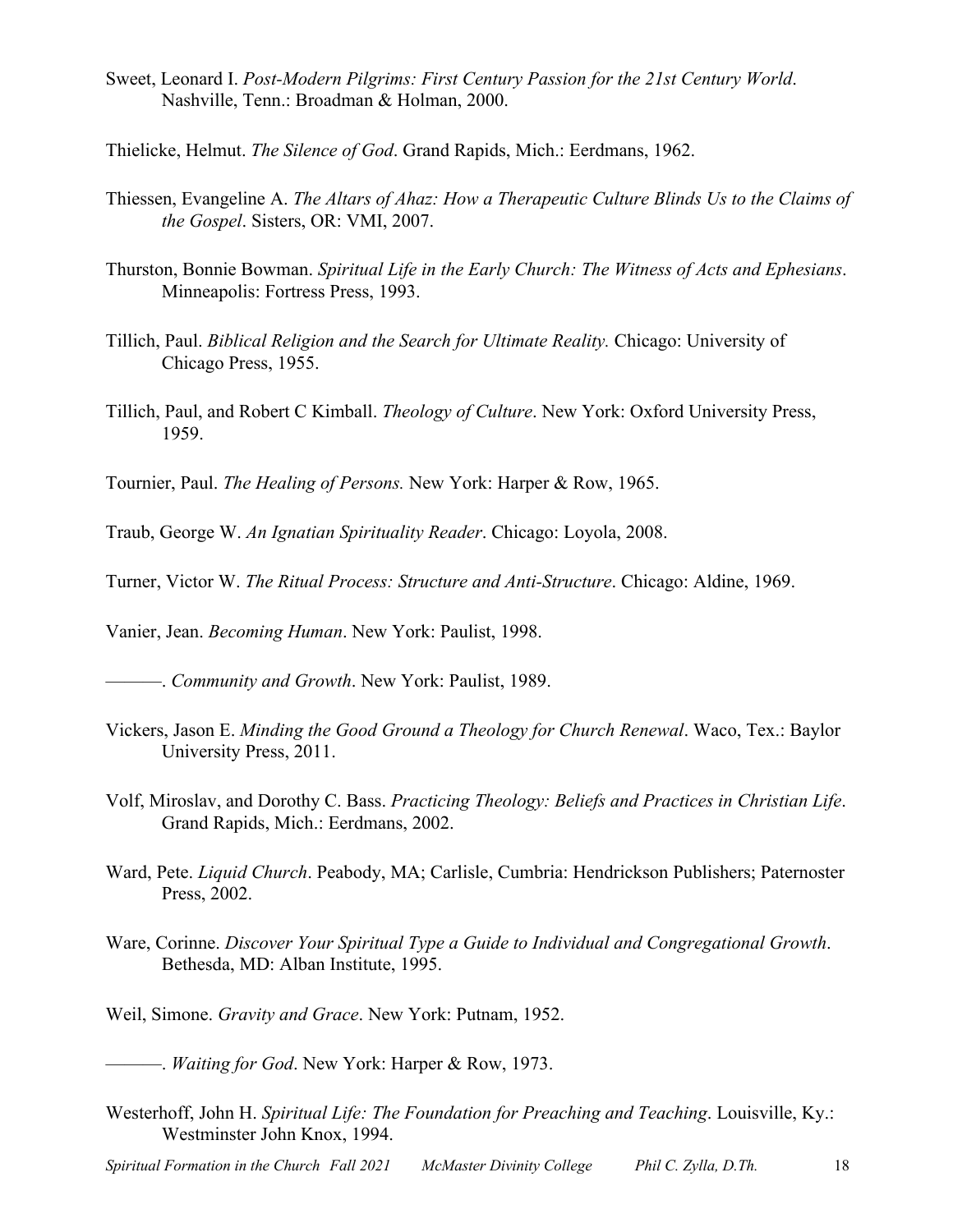Sweet, Leonard I. *Post-Modern Pilgrims: First Century Passion for the 21st Century World*. Nashville, Tenn.: Broadman & Holman, 2000.

Thielicke, Helmut. *The Silence of God*. Grand Rapids, Mich.: Eerdmans, 1962.

Thiessen, Evangeline A. *The Altars of Ahaz: How a Therapeutic Culture Blinds Us to the Claims of the Gospel*. Sisters, OR: VMI, 2007.

Thurston, Bonnie Bowman. *Spiritual Life in the Early Church: The Witness of Acts and Ephesians*. Minneapolis: Fortress Press, 1993.

Tillich, Paul. *Biblical Religion and the Search for Ultimate Reality.* Chicago: University of Chicago Press, 1955.

Tillich, Paul, and Robert C Kimball. *Theology of Culture*. New York: Oxford University Press, 1959.

Tournier, Paul. *The Healing of Persons.* New York: Harper & Row, 1965.

Traub, George W. *An Ignatian Spirituality Reader*. Chicago: Loyola, 2008.

Turner, Victor W. *The Ritual Process: Structure and Anti-Structure*. Chicago: Aldine, 1969.

Vanier, Jean. *Becoming Human*. New York: Paulist, 1998.

———. *Community and Growth*. New York: Paulist, 1989.

Vickers, Jason E. *Minding the Good Ground a Theology for Church Renewal*. Waco, Tex.: Baylor University Press, 2011.

Volf, Miroslav, and Dorothy C. Bass. *Practicing Theology: Beliefs and Practices in Christian Life*. Grand Rapids, Mich.: Eerdmans, 2002.

Ward, Pete. *Liquid Church*. Peabody, MA; Carlisle, Cumbria: Hendrickson Publishers; Paternoster Press, 2002.

Ware, Corinne. *Discover Your Spiritual Type a Guide to Individual and Congregational Growth*. Bethesda, MD: Alban Institute, 1995.

Weil, Simone. *Gravity and Grace*. New York: Putnam, 1952.

———. *Waiting for God*. New York: Harper & Row, 1973.

Westerhoff, John H. *Spiritual Life: The Foundation for Preaching and Teaching*. Louisville, Ky.: Westminster John Knox, 1994.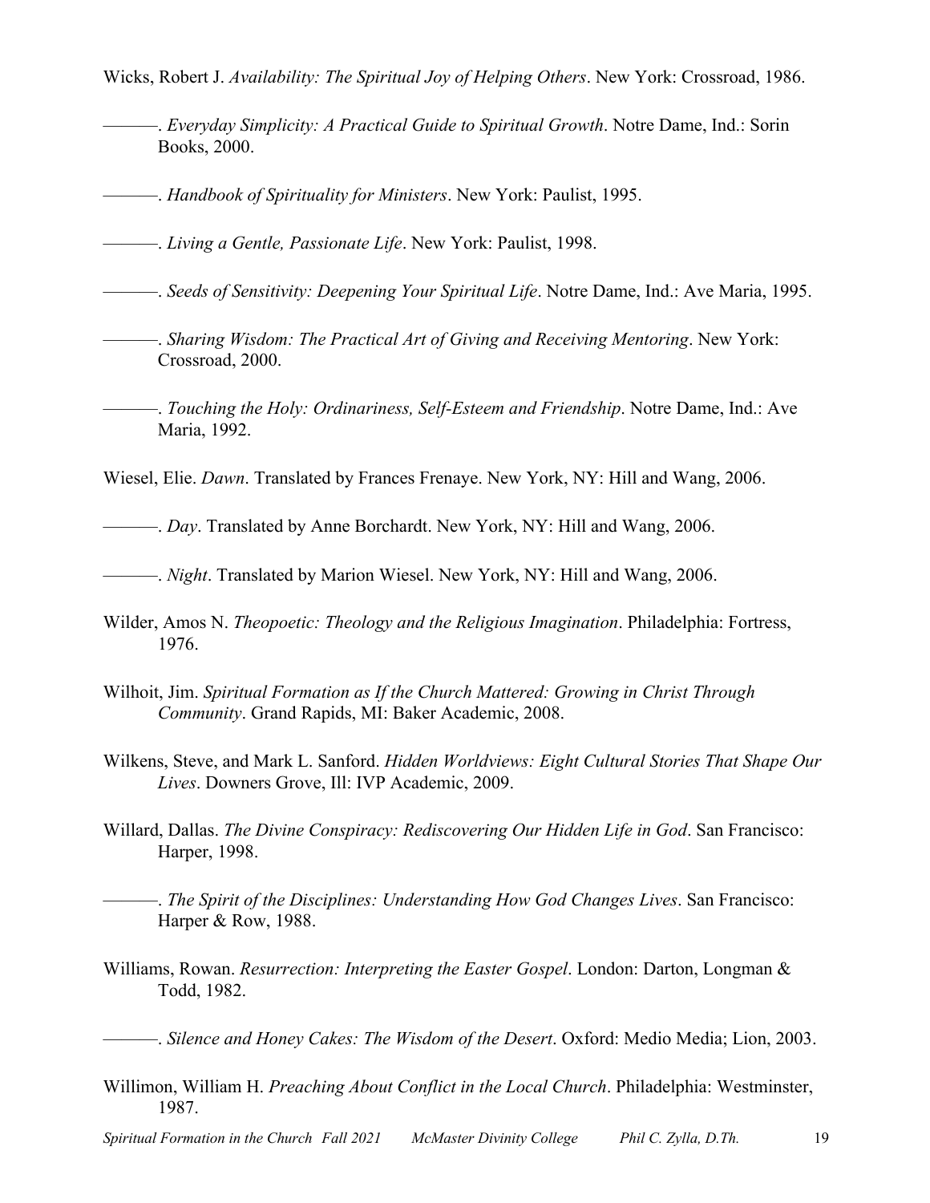Wicks, Robert J. *Availability: The Spiritual Joy of Helping Others*. New York: Crossroad, 1986.

———. *Everyday Simplicity: A Practical Guide to Spiritual Growth*. Notre Dame, Ind.: Sorin Books, 2000.

———. *Handbook of Spirituality for Ministers*. New York: Paulist, 1995.

———. *Living a Gentle, Passionate Life*. New York: Paulist, 1998.

———. *Seeds of Sensitivity: Deepening Your Spiritual Life*. Notre Dame, Ind.: Ave Maria, 1995.

———. *Sharing Wisdom: The Practical Art of Giving and Receiving Mentoring*. New York: Crossroad, 2000.

———. *Touching the Holy: Ordinariness, Self-Esteem and Friendship*. Notre Dame, Ind.: Ave Maria, 1992.

Wiesel, Elie. *Dawn*. Translated by Frances Frenaye. New York, NY: Hill and Wang, 2006.

———. *Day*. Translated by Anne Borchardt. New York, NY: Hill and Wang, 2006.

———. *Night*. Translated by Marion Wiesel. New York, NY: Hill and Wang, 2006.

Wilder, Amos N. *Theopoetic: Theology and the Religious Imagination*. Philadelphia: Fortress, 1976.

Wilhoit, Jim. *Spiritual Formation as If the Church Mattered: Growing in Christ Through Community*. Grand Rapids, MI: Baker Academic, 2008.

Wilkens, Steve, and Mark L. Sanford. *Hidden Worldviews: Eight Cultural Stories That Shape Our Lives*. Downers Grove, Ill: IVP Academic, 2009.

Willard, Dallas. *The Divine Conspiracy: Rediscovering Our Hidden Life in God*. San Francisco: Harper, 1998.

———. *The Spirit of the Disciplines: Understanding How God Changes Lives*. San Francisco: Harper & Row, 1988.

Williams, Rowan. *Resurrection: Interpreting the Easter Gospel*. London: Darton, Longman & Todd, 1982.

———. *Silence and Honey Cakes: The Wisdom of the Desert*. Oxford: Medio Media; Lion, 2003.

Willimon, William H. *Preaching About Conflict in the Local Church*. Philadelphia: Westminster, 1987.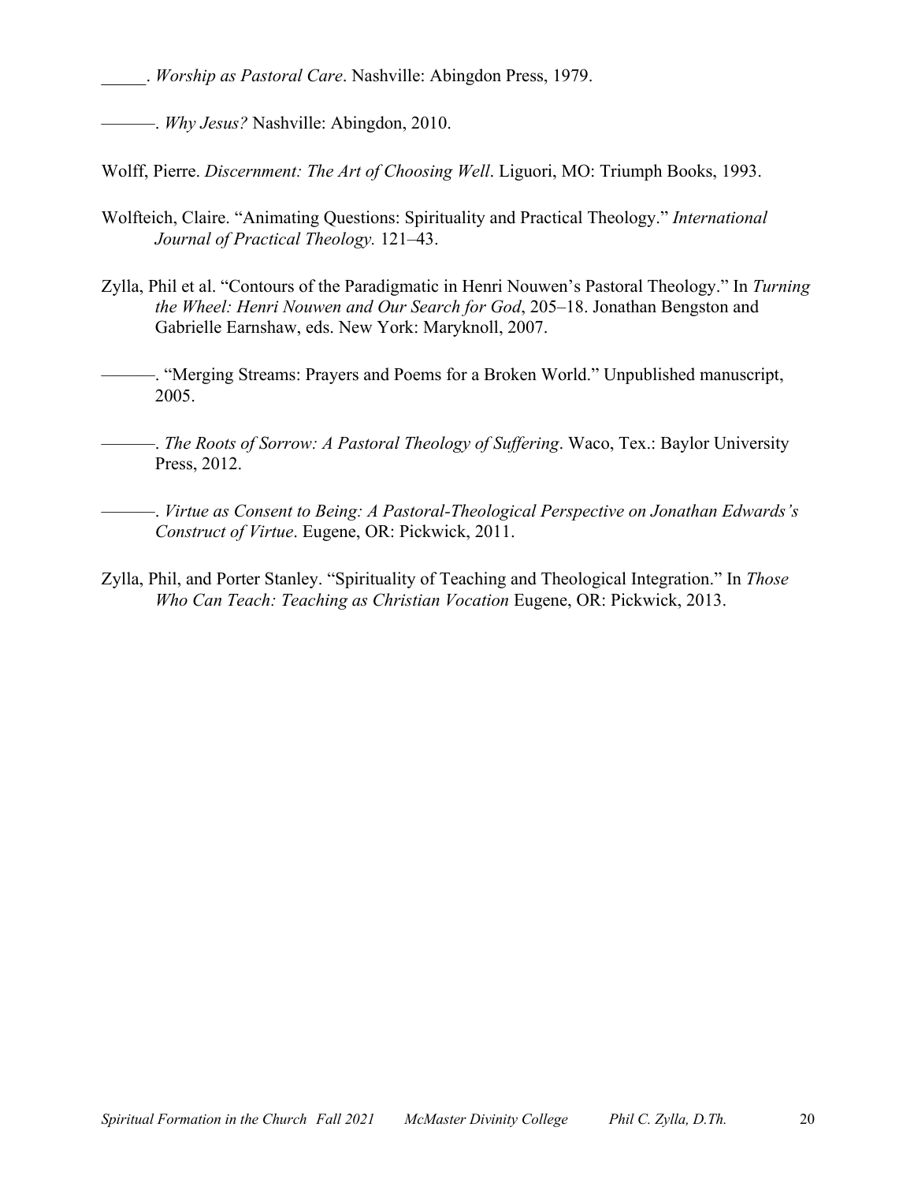\_\_\_\_\_. *Worship as Pastoral Care*. Nashville: Abingdon Press, 1979.

———. *Why Jesus?* Nashville: Abingdon, 2010.

Wolff, Pierre. *Discernment: The Art of Choosing Well*. Liguori, MO: Triumph Books, 1993.

Wolfteich, Claire. "Animating Questions: Spirituality and Practical Theology." *International Journal of Practical Theology.* 121–43.

Zylla, Phil et al. "Contours of the Paradigmatic in Henri Nouwen's Pastoral Theology." In *Turning the Wheel: Henri Nouwen and Our Search for God*, 205–18. Jonathan Bengston and Gabrielle Earnshaw, eds. New York: Maryknoll, 2007.

———. "Merging Streams: Prayers and Poems for a Broken World." Unpublished manuscript, 2005.

———. *The Roots of Sorrow: A Pastoral Theology of Suffering*. Waco, Tex.: Baylor University Press, 2012.

———. *Virtue as Consent to Being: A Pastoral-Theological Perspective on Jonathan Edwards's Construct of Virtue*. Eugene, OR: Pickwick, 2011.

Zylla, Phil, and Porter Stanley. "Spirituality of Teaching and Theological Integration." In *Those Who Can Teach: Teaching as Christian Vocation* Eugene, OR: Pickwick, 2013.